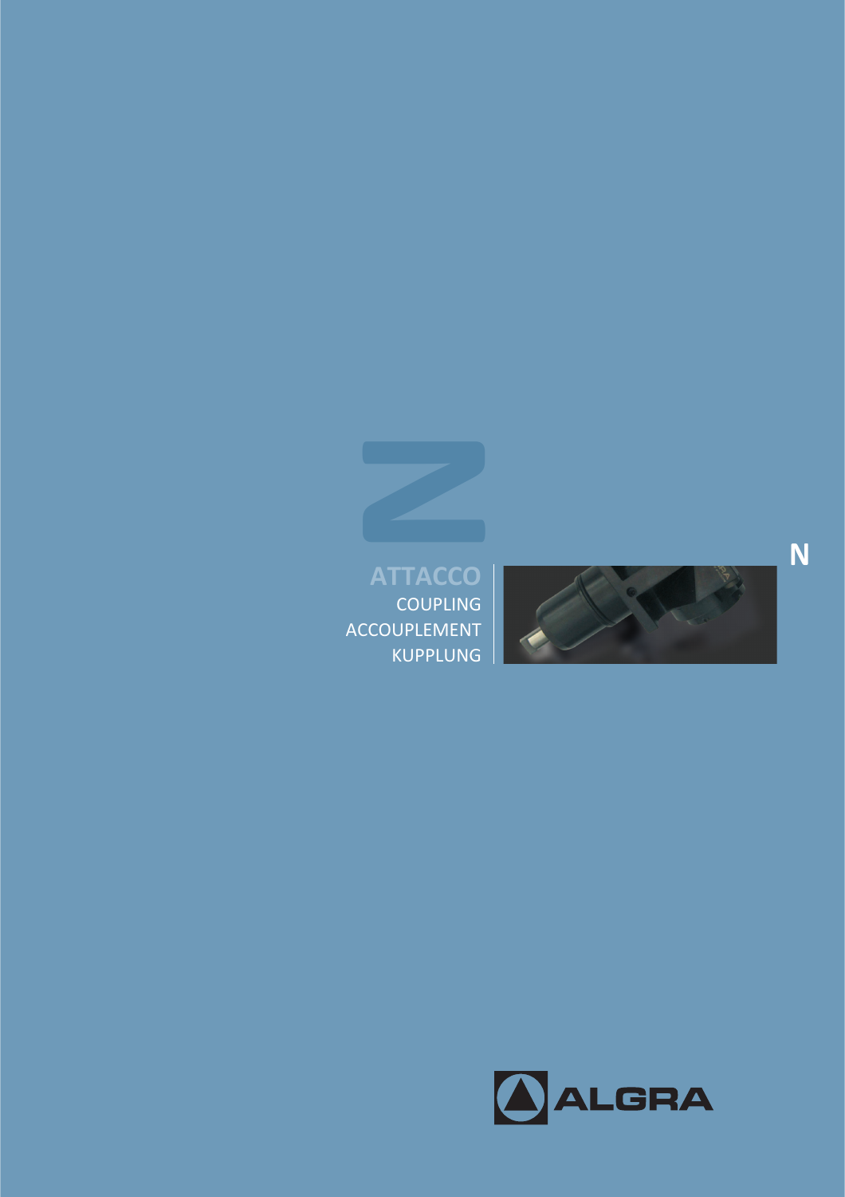# Z

## ATTACCO
COUPLING
ACCOUPLEMENT
KUPPLUNG

N

ALGRA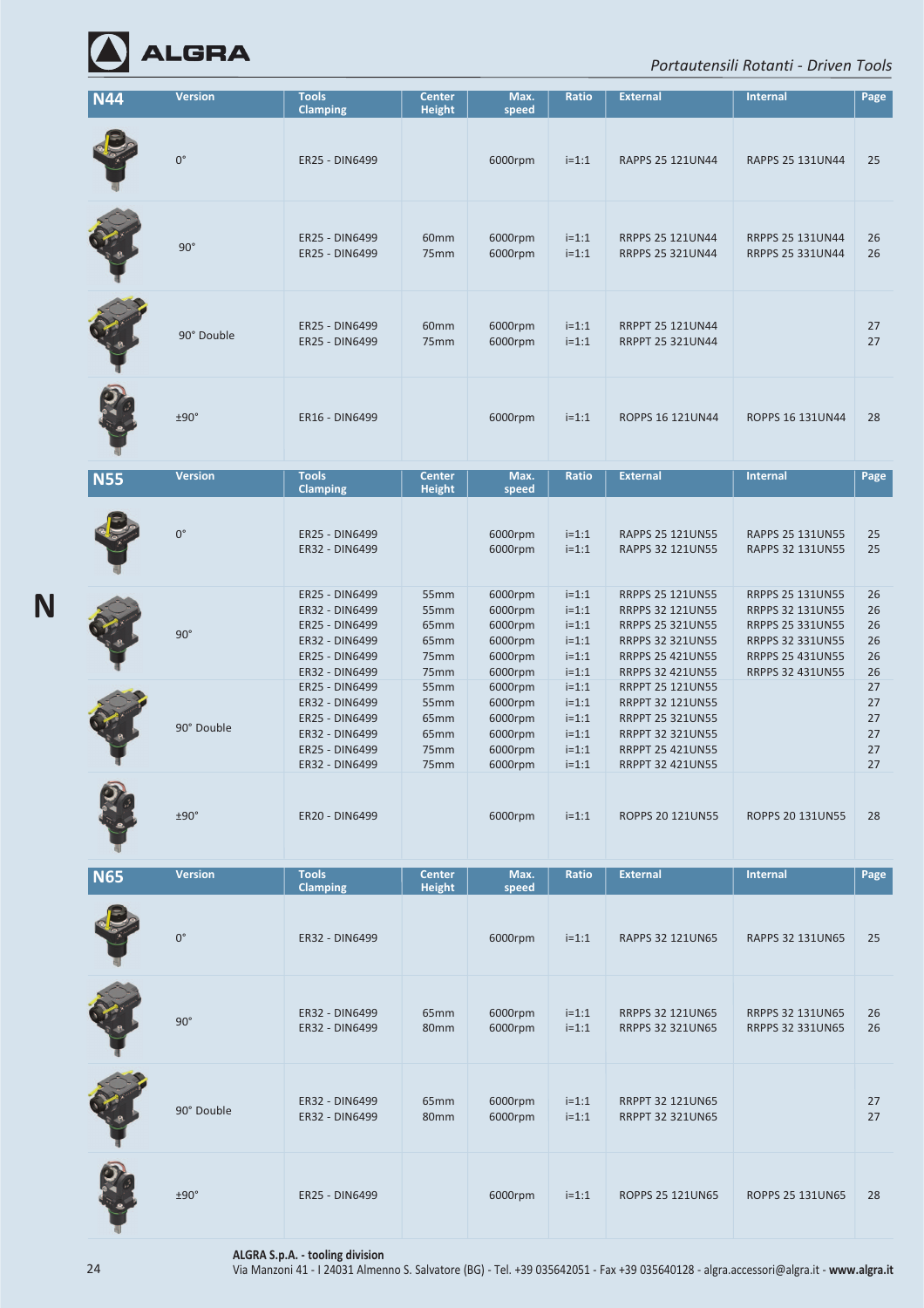*Portautensili Rotanti - Driven Tools*

## N44

| Version | Tools Clamping | Center Height | Max. speed | Ratio | External | Internal | Page |
|---|---|---|---|---|---|---|---|
| 0° | ER25 - DIN6499 | | 6000rpm | i=1:1 | RAPPS 25 121UN44 | RAPPS 25 131UN44 | 25 |
| 90° | ER25 - DIN6499 | 60mm | 6000rpm | i=1:1 | RRPPS 25 121UN44 | RRPPS 25 131UN44 | 26 |
| | ER25 - DIN6499 | 75mm | 6000rpm | i=1:1 | RRPPS 25 321UN44 | RRPPS 25 331UN44 | 26 |
| 90° Double | ER25 - DIN6499 | 60mm | 6000rpm | i=1:1 | RRPPT 25 121UN44 | | 27 |
| | ER25 - DIN6499 | 75mm | 6000rpm | i=1:1 | RRPPT 25 321UN44 | | 27 |
| ±90° | ER16 - DIN6499 | | 6000rpm | i=1:1 | ROPPS 16 121UN44 | ROPPS 16 131UN44 | 28 |

## N55

| Version | Tools Clamping | Center Height | Max. speed | Ratio | External | Internal | Page |
|---|---|---|---|---|---|---|---|
| 0° | ER25 - DIN6499 | | 6000rpm | i=1:1 | RAPPS 25 121UN55 | RAPPS 25 131UN55 | 25 |
| | ER32 - DIN6499 | | 6000rpm | i=1:1 | RAPPS 32 121UN55 | RAPPS 32 131UN55 | 25 |
| 90° | ER25 - DIN6499 | 55mm | 6000rpm | i=1:1 | RRPPS 25 121UN55 | RRPPS 25 131UN55 | 26 |
| | ER32 - DIN6499 | 55mm | 6000rpm | i=1:1 | RRPPS 32 121UN55 | RRPPS 32 131UN55 | 26 |
| | ER25 - DIN6499 | 65mm | 6000rpm | i=1:1 | RRPPS 25 321UN55 | RRPPS 25 331UN55 | 26 |
| | ER32 - DIN6499 | 65mm | 6000rpm | i=1:1 | RRPPS 32 321UN55 | RRPPS 32 331UN55 | 26 |
| | ER25 - DIN6499 | 75mm | 6000rpm | i=1:1 | RRPPS 25 421UN55 | RRPPS 25 431UN55 | 26 |
| | ER32 - DIN6499 | 75mm | 6000rpm | i=1:1 | RRPPS 32 421UN55 | RRPPS 32 431UN55 | 26 |
| 90° Double | ER25 - DIN6499 | 55mm | 6000rpm | i=1:1 | RRPPT 25 121UN55 | | 27 |
| | ER32 - DIN6499 | 55mm | 6000rpm | i=1:1 | RRPPT 32 121UN55 | | 27 |
| | ER25 - DIN6499 | 65mm | 6000rpm | i=1:1 | RRPPT 25 321UN55 | | 27 |
| | ER32 - DIN6499 | 65mm | 6000rpm | i=1:1 | RRPPT 32 321UN55 | | 27 |
| | ER25 - DIN6499 | 75mm | 6000rpm | i=1:1 | RRPPT 25 421UN55 | | 27 |
| | ER32 - DIN6499 | 75mm | 6000rpm | i=1:1 | RRPPT 32 421UN55 | | 27 |
| ±90° | ER20 - DIN6499 | | 6000rpm | i=1:1 | ROPPS 20 121UN55 | ROPPS 20 131UN55 | 28 |

## N65

| Version | Tools Clamping | Center Height | Max. speed | Ratio | External | Internal | Page |
|---|---|---|---|---|---|---|---|
| 0° | ER32 - DIN6499 | | 6000rpm | i=1:1 | RAPPS 32 121UN65 | RAPPS 32 131UN65 | 25 |
| 90° | ER32 - DIN6499 | 65mm | 6000rpm | i=1:1 | RRPPS 32 121UN65 | RRPPS 32 131UN65 | 26 |
| | ER32 - DIN6499 | 80mm | 6000rpm | i=1:1 | RRPPS 32 321UN65 | RRPPS 32 331UN65 | 26 |
| 90° Double | ER32 - DIN6499 | 65mm | 6000rpm | i=1:1 | RRPPT 32 121UN65 | | 27 |
| | ER32 - DIN6499 | 80mm | 6000rpm | i=1:1 | RRPPT 32 321UN65 | | 27 |
| ±90° | ER25 - DIN6499 | | 6000rpm | i=1:1 | ROPPS 25 121UN65 | ROPPS 25 131UN65 | 28 |

**ALGRA S.p.A. - tooling division**
Via Manzoni 41 - I 24031 Almenno S. Salvatore (BG) - Tel. +39 035642051 - Fax +39 035640128 - algra.accessori@algra.it - **www.algra.it**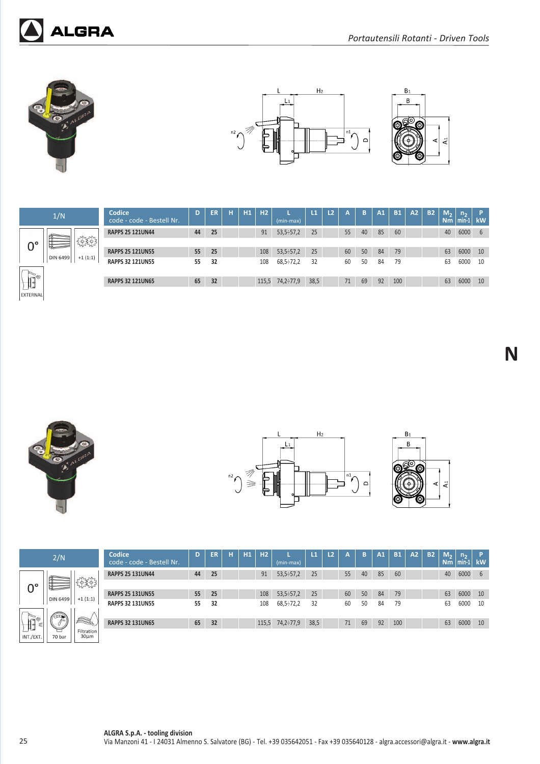*Portautensili Rotanti - Driven Tools*

## 1/N

0° — DIN 6499 — +1 (1:1) — EXTERNAL

| Codice code - code - Bestell Nr. | D | ER | H | H1 | H2 | L (min-max) | L1 | L2 | A | B | A1 | B1 | A2 | B2 | $M_2$ Nm | $n_2$ min-1 | P kW |
|---|---|---|---|---|---|---|---|---|---|---|---|---|---|---|---|---|---|
| RAPPS 25 121UN44 | 44 | 25 | | | 91 | 53,5÷57,2 | 25 | | 55 | 40 | 85 | 60 | | | 40 | 6000 | 6 |
| RAPPS 25 121UN55 | 55 | 25 | | | 108 | 53,5÷57,2 | 25 | | 60 | 50 | 84 | 79 | | | 63 | 6000 | 10 |
| RAPPS 32 121UN55 | 55 | 32 | | | 108 | 68,5÷72,2 | 32 | | 60 | 50 | 84 | 79 | | | 63 | 6000 | 10 |
| RAPPS 32 121UN65 | 65 | 32 | | | 115,5 | 74,2÷77,9 | 38,5 | | 71 | 69 | 92 | 100 | | | 63 | 6000 | 10 |

## 2/N

0° — DIN 6499 — +1 (1:1) — INT./EXT. — 70 bar — Filtration 30μm

| Codice code - code - Bestell Nr. | D | ER | H | H1 | H2 | L (min-max) | L1 | L2 | A | B | A1 | B1 | A2 | B2 | $M_2$ Nm | $n_2$ min-1 | P kW |
|---|---|---|---|---|---|---|---|---|---|---|---|---|---|---|---|---|---|
| RAPPS 25 131UN44 | 44 | 25 | | | 91 | 53,5÷57,2 | 25 | | 55 | 40 | 85 | 60 | | | 40 | 6000 | 6 |
| RAPPS 25 131UN55 | 55 | 25 | | | 108 | 53,5÷57,2 | 25 | | 60 | 50 | 84 | 79 | | | 63 | 6000 | 10 |
| RAPPS 32 131UN55 | 55 | 32 | | | 108 | 68,5÷72,2 | 32 | | 60 | 50 | 84 | 79 | | | 63 | 6000 | 10 |
| RAPPS 32 131UN65 | 65 | 32 | | | 115,5 | 74,2÷77,9 | 38,5 | | 71 | 69 | 92 | 100 | | | 63 | 6000 | 10 |

**ALGRA S.p.A. - tooling division**
Via Manzoni 41 - I 24031 Almenno S. Salvatore (BG) - Tel. +39 035642051 - Fax +39 035640128 - algra.accessori@algra.it - **www.algra.it**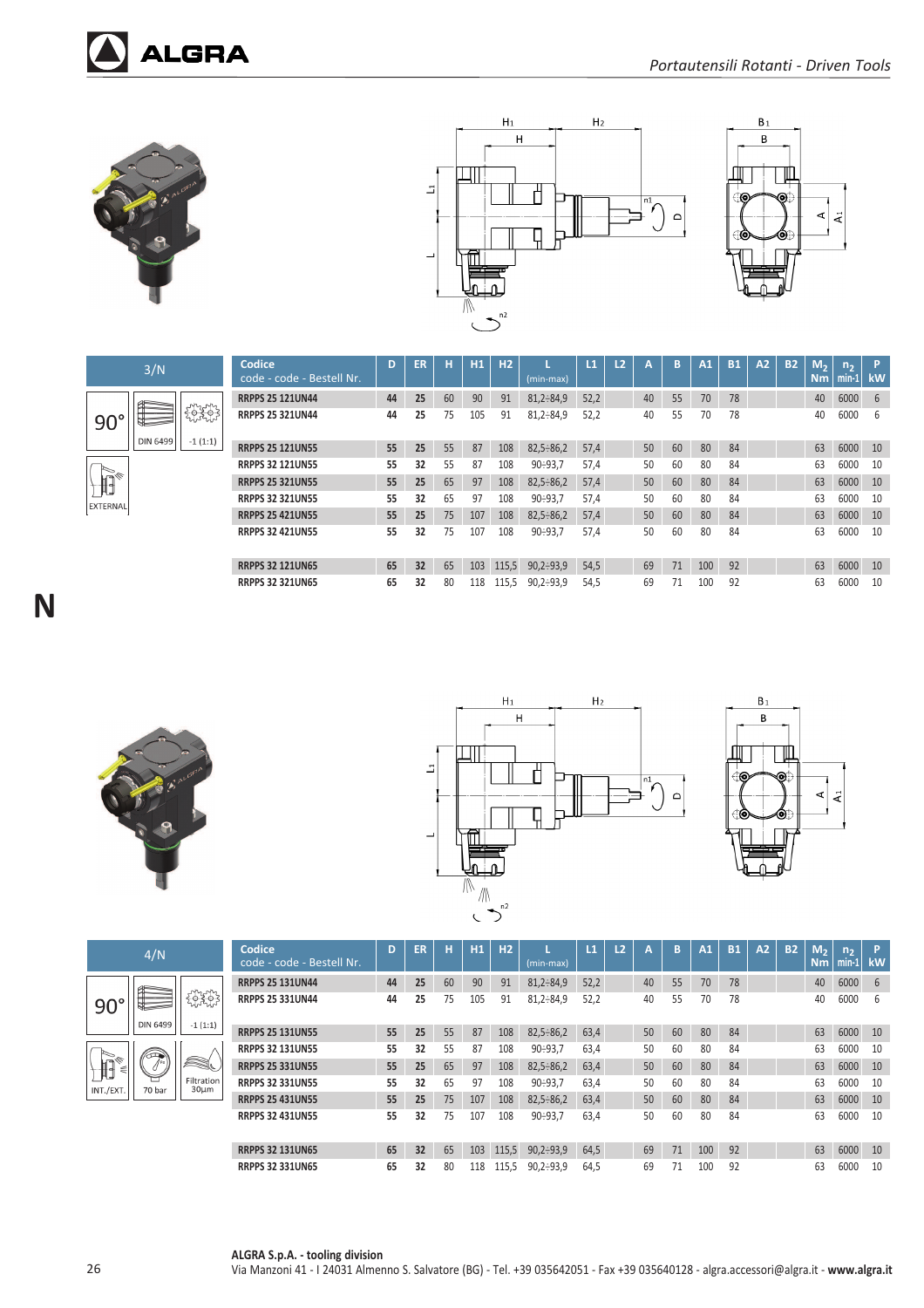Portautensili Rotanti - Driven Tools

## 3/N

90° | DIN 6499 | -1 (1:1) | EXTERNAL

| Codice<br>code - code - Bestell Nr. | D | ER | H | H1 | H2 | L<br>(min-max) | L1 | L2 | A | B | A1 | B1 | A2 | B2 | $M_2$<br>Nm | $n_2$<br>min-1 | P<br>kW |
|---|---|---|---|---|---|---|---|---|---|---|---|---|---|---|---|---|---|
| RRPPS 25 121UN44 | 44 | 25 | 60 | 90 | 91 | 81,2÷84,9 | 52,2 | | 40 | 55 | 70 | 78 | | | 40 | 6000 | 6 |
| RRPPS 25 321UN44 | 44 | 25 | 75 | 105 | 91 | 81,2÷84,9 | 52,2 | | 40 | 55 | 70 | 78 | | | 40 | 6000 | 6 |
| RRPPS 25 121UN55 | 55 | 25 | 55 | 87 | 108 | 82,5÷86,2 | 57,4 | | 50 | 60 | 80 | 84 | | | 63 | 6000 | 10 |
| RRPPS 32 121UN55 | 55 | 32 | 55 | 87 | 108 | 90÷93,7 | 57,4 | | 50 | 60 | 80 | 84 | | | 63 | 6000 | 10 |
| RRPPS 25 321UN55 | 55 | 25 | 65 | 97 | 108 | 82,5÷86,2 | 57,4 | | 50 | 60 | 80 | 84 | | | 63 | 6000 | 10 |
| RRPPS 32 321UN55 | 55 | 32 | 65 | 97 | 108 | 90÷93,7 | 57,4 | | 50 | 60 | 80 | 84 | | | 63 | 6000 | 10 |
| RRPPS 25 421UN55 | 55 | 25 | 75 | 107 | 108 | 82,5÷86,2 | 57,4 | | 50 | 60 | 80 | 84 | | | 63 | 6000 | 10 |
| RRPPS 32 421UN55 | 55 | 32 | 75 | 107 | 108 | 90÷93,7 | 57,4 | | 50 | 60 | 80 | 84 | | | 63 | 6000 | 10 |
| RRPPS 32 121UN65 | 65 | 32 | 65 | 103 | 115,5 | 90,2÷93,9 | 54,5 | | 69 | 71 | 100 | 92 | | | 63 | 6000 | 10 |
| RRPPS 32 321UN65 | 65 | 32 | 80 | 118 | 115,5 | 90,2÷93,9 | 54,5 | | 69 | 71 | 100 | 92 | | | 63 | 6000 | 10 |

N

## 4/N

90° | DIN 6499 | -1 (1:1) | INT./EXT. | 70 bar | Filtration 30µm

| Codice<br>code - code - Bestell Nr. | D | ER | H | H1 | H2 | L<br>(min-max) | L1 | L2 | A | B | A1 | B1 | A2 | B2 | $M_2$<br>Nm | $n_2$<br>min-1 | P<br>kW |
|---|---|---|---|---|---|---|---|---|---|---|---|---|---|---|---|---|---|
| RRPPS 25 131UN44 | 44 | 25 | 60 | 90 | 91 | 81,2÷84,9 | 52,2 | | 40 | 55 | 70 | 78 | | | 40 | 6000 | 6 |
| RRPPS 25 331UN44 | 44 | 25 | 75 | 105 | 91 | 81,2÷84,9 | 52,2 | | 40 | 55 | 70 | 78 | | | 40 | 6000 | 6 |
| RRPPS 25 131UN55 | 55 | 25 | 55 | 87 | 108 | 82,5÷86,2 | 63,4 | | 50 | 60 | 80 | 84 | | | 63 | 6000 | 10 |
| RRPPS 32 131UN55 | 55 | 32 | 55 | 87 | 108 | 90÷93,7 | 63,4 | | 50 | 60 | 80 | 84 | | | 63 | 6000 | 10 |
| RRPPS 25 331UN55 | 55 | 25 | 65 | 97 | 108 | 82,5÷86,2 | 63,4 | | 50 | 60 | 80 | 84 | | | 63 | 6000 | 10 |
| RRPPS 32 331UN55 | 55 | 32 | 65 | 97 | 108 | 90÷93,7 | 63,4 | | 50 | 60 | 80 | 84 | | | 63 | 6000 | 10 |
| RRPPS 25 431UN55 | 55 | 25 | 75 | 107 | 108 | 82,5÷86,2 | 63,4 | | 50 | 60 | 80 | 84 | | | 63 | 6000 | 10 |
| RRPPS 32 431UN55 | 55 | 32 | 75 | 107 | 108 | 90÷93,7 | 63,4 | | 50 | 60 | 80 | 84 | | | 63 | 6000 | 10 |
| RRPPS 32 131UN65 | 65 | 32 | 65 | 103 | 115,5 | 90,2÷93,9 | 64,5 | | 69 | 71 | 100 | 92 | | | 63 | 6000 | 10 |
| RRPPS 32 331UN65 | 65 | 32 | 80 | 118 | 115,5 | 90,2÷93,9 | 64,5 | | 69 | 71 | 100 | 92 | | | 63 | 6000 | 10 |

**ALGRA S.p.A. - tooling division**
Via Manzoni 41 - I 24031 Almenno S. Salvatore (BG) - Tel. +39 035642051 - Fax +39 035640128 - algra.accessori@algra.it - **www.algra.it**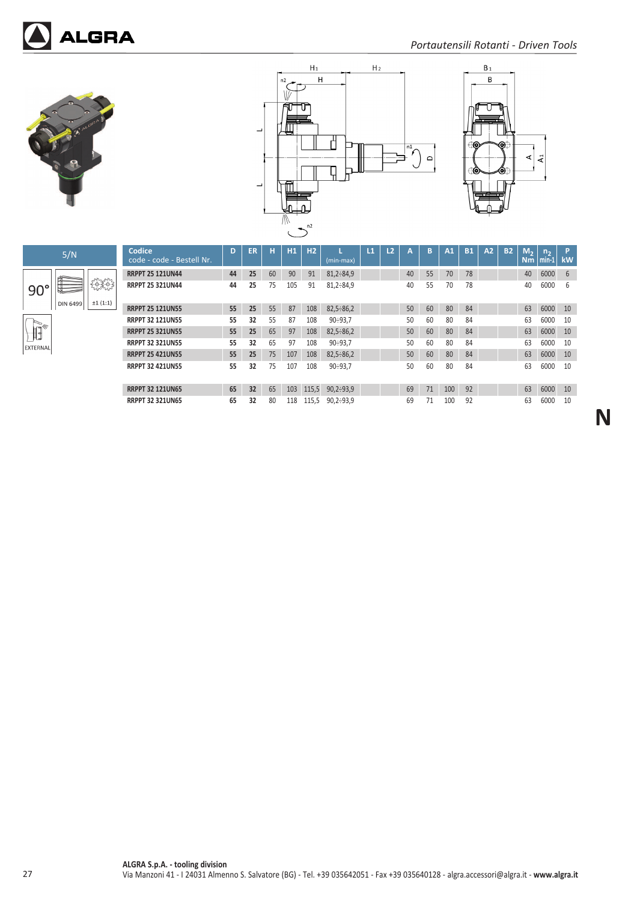*Portautensili Rotanti - Driven Tools*

| 5/N |
|---|
| 90° |
| DIN 6499 |
| ±1 (1:1) |
| EXTERNAL |

| Codice<br>code - code - Bestell Nr. | D | ER | H | H1 | H2 | L<br>(min-max) | L1 | L2 | A | B | A1 | B1 | A2 | B2 | $M_2$<br>Nm | $n_2$<br>min-1 | P<br>kW |
|---|---|---|---|---|---|---|---|---|---|---|---|---|---|---|---|---|---|
| **RRPPT 25 121UN44** | **44** | **25** | 60 | 90 | 91 | 81,2÷84,9 | | | 40 | 55 | 70 | 78 | | | 40 | 6000 | 6 |
| **RRPPT 25 321UN44** | **44** | **25** | 75 | 105 | 91 | 81,2÷84,9 | | | 40 | 55 | 70 | 78 | | | 40 | 6000 | 6 |
| **RRPPT 25 121UN55** | **55** | **25** | 55 | 87 | 108 | 82,5÷86,2 | | | 50 | 60 | 80 | 84 | | | 63 | 6000 | 10 |
| **RRPPT 32 121UN55** | **55** | **32** | 55 | 87 | 108 | 90÷93,7 | | | 50 | 60 | 80 | 84 | | | 63 | 6000 | 10 |
| **RRPPT 25 321UN55** | **55** | **25** | 65 | 97 | 108 | 82,5÷86,2 | | | 50 | 60 | 80 | 84 | | | 63 | 6000 | 10 |
| **RRPPT 32 321UN55** | **55** | **32** | 65 | 97 | 108 | 90÷93,7 | | | 50 | 60 | 80 | 84 | | | 63 | 6000 | 10 |
| **RRPPT 25 421UN55** | **55** | **25** | 75 | 107 | 108 | 82,5÷86,2 | | | 50 | 60 | 80 | 84 | | | 63 | 6000 | 10 |
| **RRPPT 32 421UN55** | **55** | **32** | 75 | 107 | 108 | 90÷93,7 | | | 50 | 60 | 80 | 84 | | | 63 | 6000 | 10 |
| **RRPPT 32 121UN65** | **65** | **32** | 65 | 103 | 115,5 | 90,2÷93,9 | | | 69 | 71 | 100 | 92 | | | 63 | 6000 | 10 |
| **RRPPT 32 321UN65** | **65** | **32** | 80 | 118 | 115,5 | 90,2÷93,9 | | | 69 | 71 | 100 | 92 | | | 63 | 6000 | 10 |

**N**

**ALGRA S.p.A. - tooling division**
Via Manzoni 41 - I 24031 Almenno S. Salvatore (BG) - Tel. +39 035642051 - Fax +39 035640128 - algra.accessori@algra.it - **www.algra.it**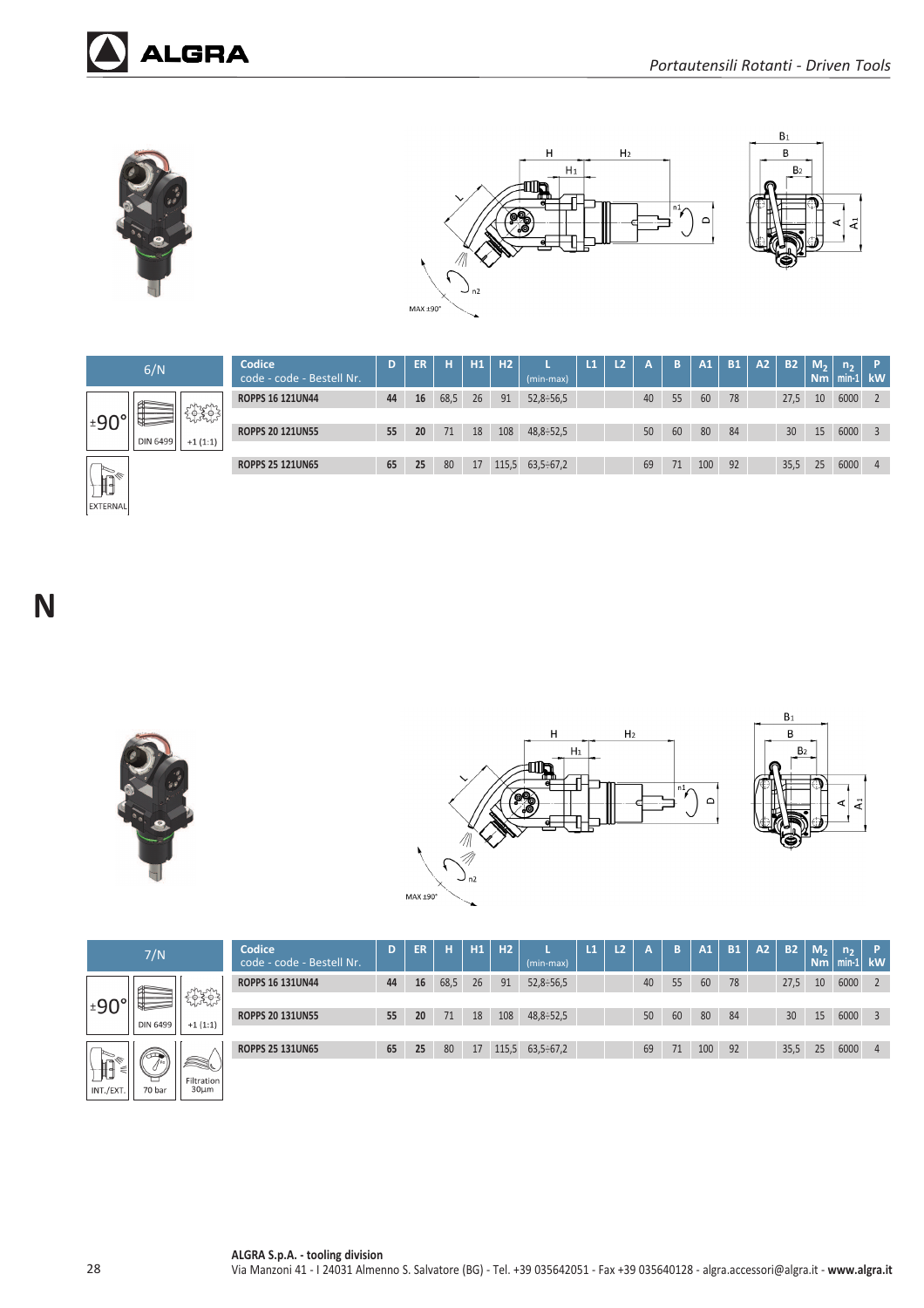## 6/N

±90° — DIN 6499 — +1 (1:1) — EXTERNAL

| Codice<br>code - code - Bestell Nr. | D | ER | H | H1 | H2 | L<br>(min-max) | L1 | L2 | A | B | A1 | B1 | A2 | B2 | $M_2$<br>Nm | $n_2$<br>min-1 | P<br>kW |
|---|---|---|---|---|---|---|---|---|---|---|---|---|---|---|---|---|---|
| ROPPS 16 121UN44 | 44 | 16 | 68,5 | 26 | 91 | 52,8÷56,5 | | | 40 | 55 | 60 | 78 | | 27,5 | 10 | 6000 | 2 |
| ROPPS 20 121UN55 | 55 | 20 | 71 | 18 | 108 | 48,8÷52,5 | | | 50 | 60 | 80 | 84 | | 30 | 15 | 6000 | 3 |
| ROPPS 25 121UN65 | 65 | 25 | 80 | 17 | 115,5 | 63,5÷67,2 | | | 69 | 71 | 100 | 92 | | 35,5 | 25 | 6000 | 4 |

**N**

## 7/N

±90° — DIN 6499 — +1 (1:1) — INT./EXT. — 70 bar — Filtration 30µm

| Codice<br>code - code - Bestell Nr. | D | ER | H | H1 | H2 | L<br>(min-max) | L1 | L2 | A | B | A1 | B1 | A2 | B2 | $M_2$<br>Nm | $n_2$<br>min-1 | P<br>kW |
|---|---|---|---|---|---|---|---|---|---|---|---|---|---|---|---|---|---|
| ROPPS 16 131UN44 | 44 | 16 | 68,5 | 26 | 91 | 52,8÷56,5 | | | 40 | 55 | 60 | 78 | | 27,5 | 10 | 6000 | 2 |
| ROPPS 20 131UN55 | 55 | 20 | 71 | 18 | 108 | 48,8÷52,5 | | | 50 | 60 | 80 | 84 | | 30 | 15 | 6000 | 3 |
| ROPPS 25 131UN65 | 65 | 25 | 80 | 17 | 115,5 | 63,5÷67,2 | | | 69 | 71 | 100 | 92 | | 35,5 | 25 | 6000 | 4 |

**ALGRA S.p.A. - tooling division**
Via Manzoni 41 - I 24031 Almenno S. Salvatore (BG) - Tel. +39 035642051 - Fax +39 035640128 - algra.accessori@algra.it - **www.algra.it**